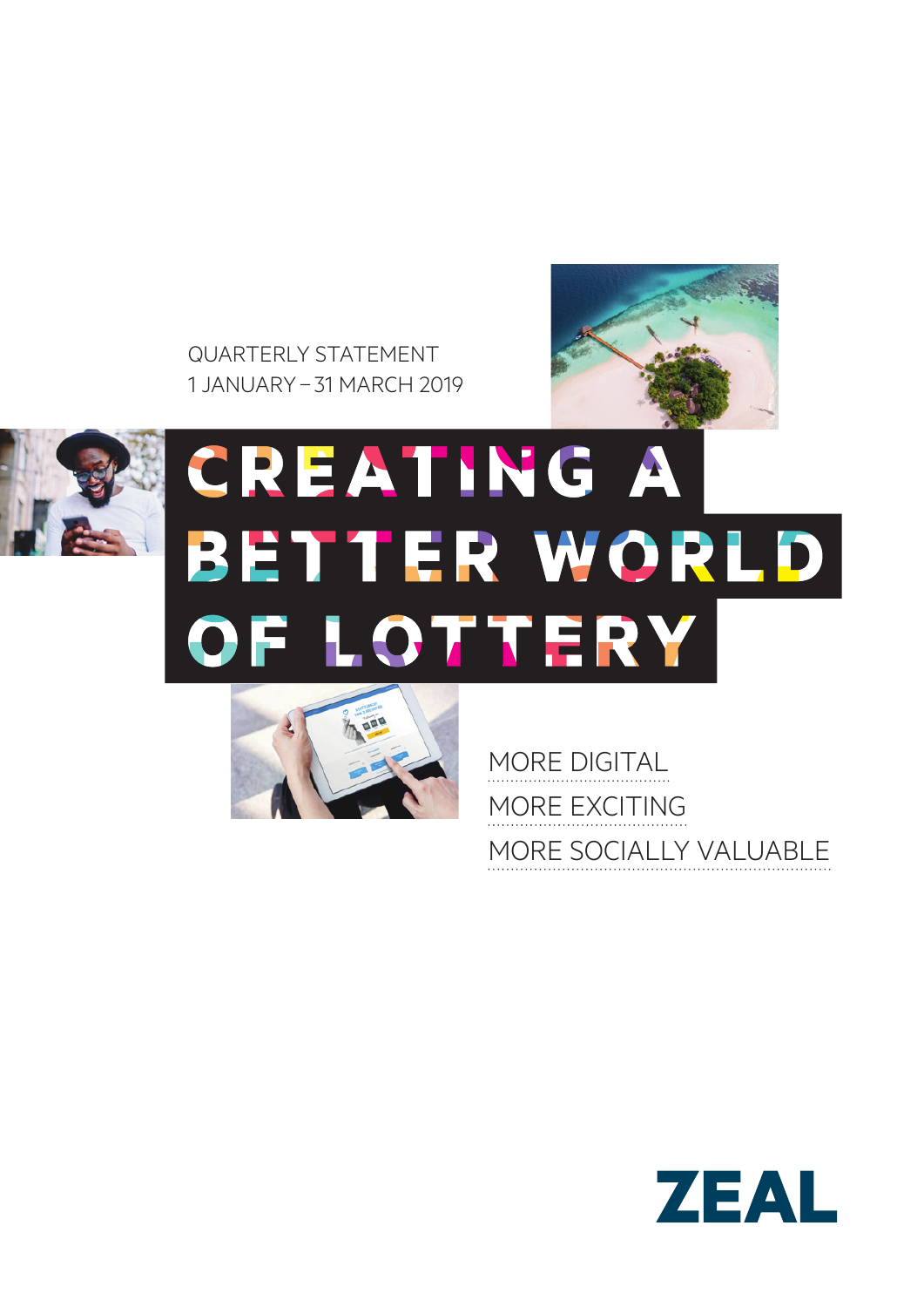QUARTERLY STATEMENT
1 JANUARY – 31 MARCH 2019

# CREATING A BETTER WORLD OF LOTTERY

MORE DIGITAL

MORE EXCITING

MORE SOCIALLY VALUABLE

ZEAL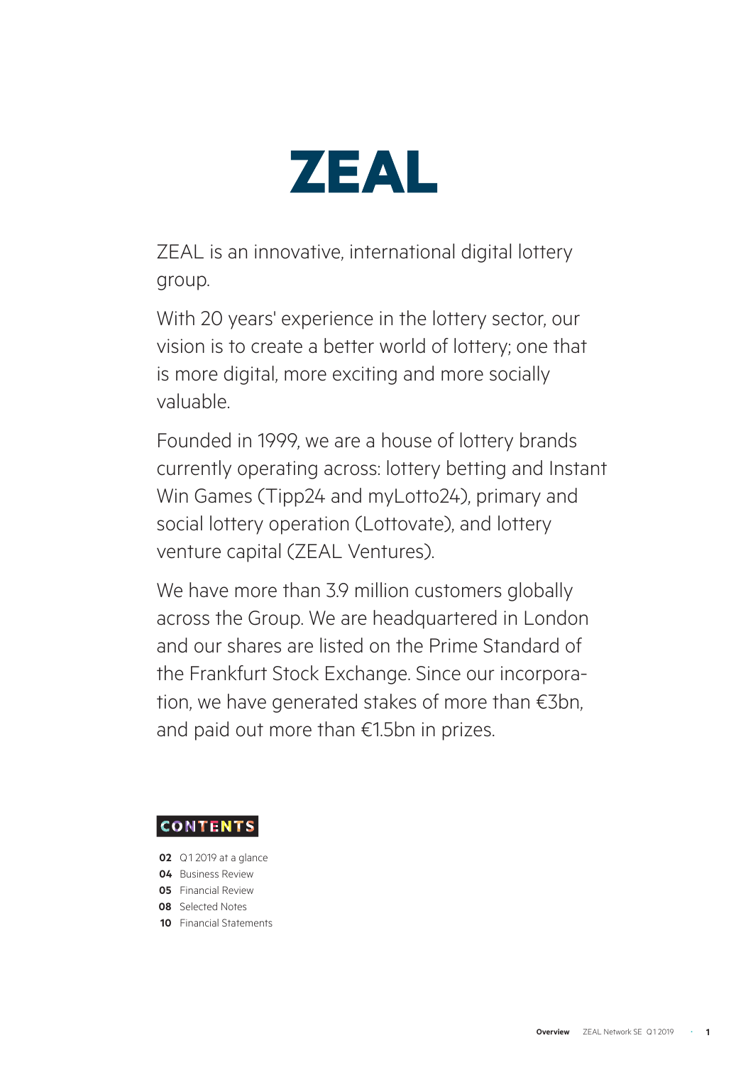# ZEAL

ZEAL is an innovative, international digital lottery group.

With 20 years' experience in the lottery sector, our vision is to create a better world of lottery; one that is more digital, more exciting and more socially valuable.

Founded in 1999, we are a house of lottery brands currently operating across: lottery betting and Instant Win Games (Tipp24 and myLotto24), primary and social lottery operation (Lottovate), and lottery venture capital (ZEAL Ventures).

We have more than 3.9 million customers globally across the Group. We are headquartered in London and our shares are listed on the Prime Standard of the Frankfurt Stock Exchange. Since our incorporation, we have generated stakes of more than €3bn, and paid out more than €1.5bn in prizes.

## CONTENTS

- **02** Q1 2019 at a glance
- **04** Business Review
- **05** Financial Review
- **08** Selected Notes
- **10** Financial Statements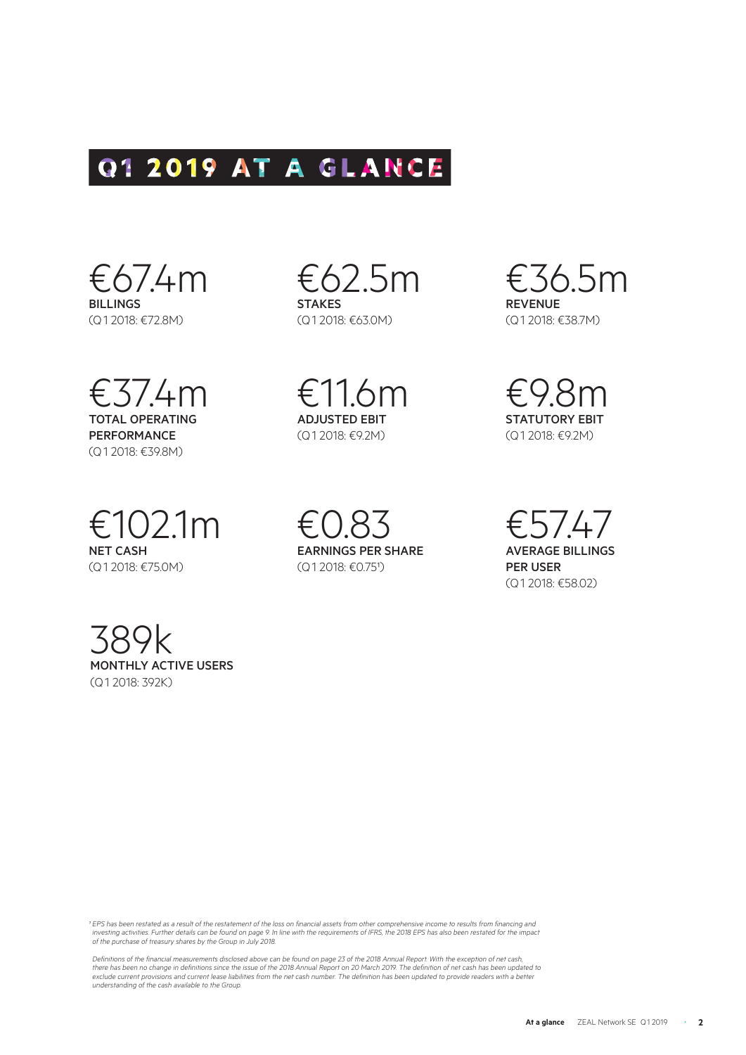# Q1 2019 AT A GLANCE

€67.4m
**BILLINGS**
(Q1 2018: €72.8M)

€62.5m
**STAKES**
(Q1 2018: €63.0M)

€36.5m
**REVENUE**
(Q1 2018: €38.7M)

€37.4m
**TOTAL OPERATING PERFORMANCE**
(Q1 2018: €39.8M)

€11.6m
**ADJUSTED EBIT**
(Q1 2018: €9.2M)

€9.8m
**STATUTORY EBIT**
(Q1 2018: €9.2M)

€102.1m
**NET CASH**
(Q1 2018: €75.0M)

€0.83
**EARNINGS PER SHARE**
(Q1 2018: €0.75[1])

€57.47
**AVERAGE BILLINGS PER USER**
(Q1 2018: €58.02)

389k
**MONTHLY ACTIVE USERS**
(Q1 2018: 392K)

*[1] EPS has been restated as a result of the restatement of the loss on financial assets from other comprehensive income to results from financing and investing activities. Further details can be found on page 9. In line with the requirements of IFRS, the 2018 EPS has also been restated for the impact of the purchase of treasury shares by the Group in July 2018.*

*Definitions of the financial measurements disclosed above can be found on page 23 of the 2018 Annual Report. With the exception of net cash, there has been no change in definitions since the issue of the 2018 Annual Report on 20 March 2019. The definition of net cash has been updated to exclude current provisions and current lease liabilities from the net cash number. The definition has been updated to provide readers with a better understanding of the cash available to the Group.*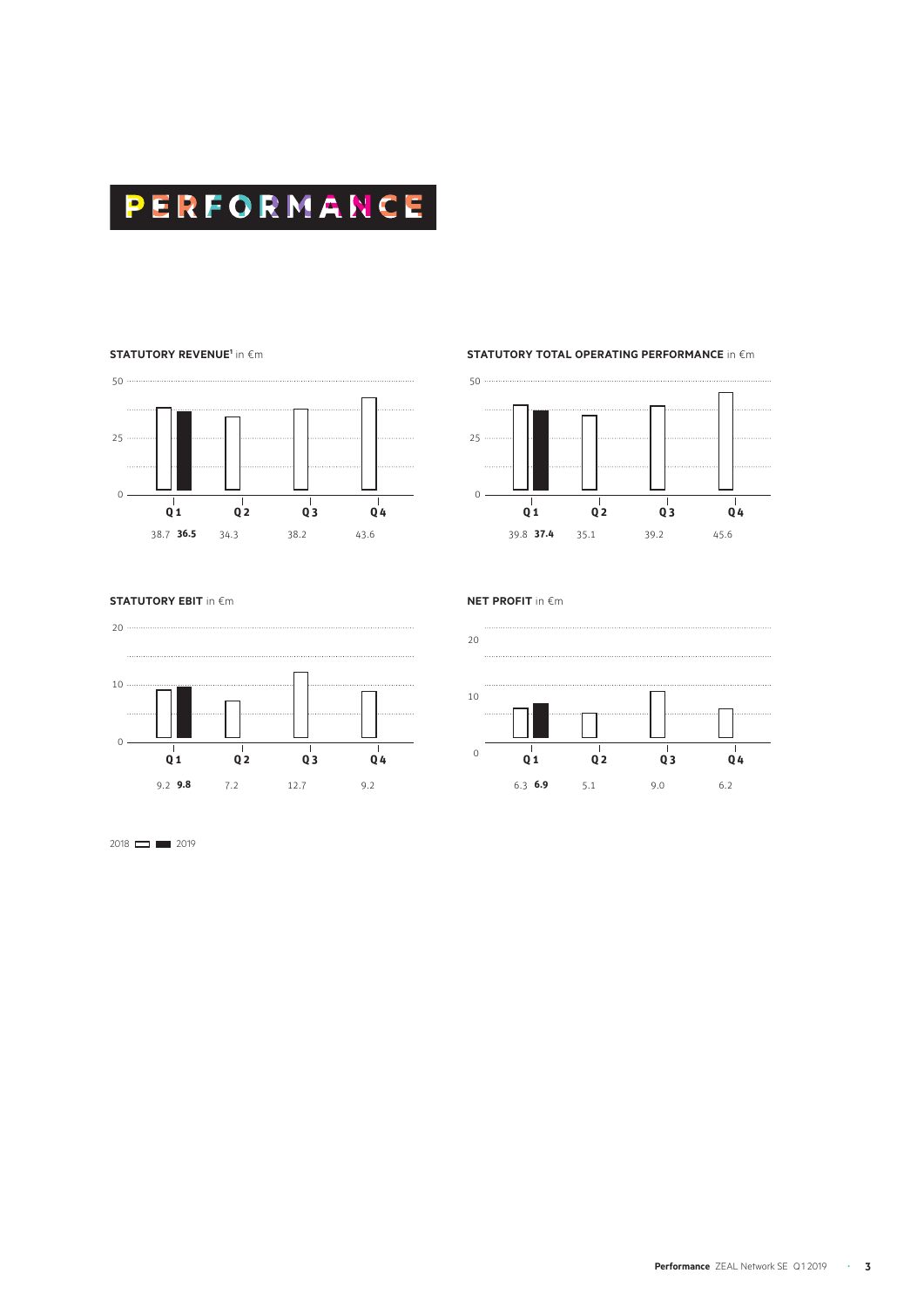# PERFORMANCE

**STATUTORY REVENUE[1]** in €m

| | Q1 | Q2 | Q3 | Q4 |
|---|---|---|---|---|
| 2018 | 38.7 | 34.3 | 38.2 | 43.6 |
| 2019 | **36.5** | | | |

**STATUTORY TOTAL OPERATING PERFORMANCE** in €m

| | Q1 | Q2 | Q3 | Q4 |
|---|---|---|---|---|
| 2018 | 39.8 | 35.1 | 39.2 | 45.6 |
| 2019 | **37.4** | | | |

**STATUTORY EBIT** in €m

| | Q1 | Q2 | Q3 | Q4 |
|---|---|---|---|---|
| 2018 | 9.2 | 7.2 | 12.7 | 9.2 |
| 2019 | **9.8** | | | |

**NET PROFIT** in €m

| | Q1 | Q2 | Q3 | Q4 |
|---|---|---|---|---|
| 2018 | 6.3 | 5.1 | 9.0 | 6.2 |
| 2019 | **6.9** | | | |

2018 ☐ ■ 2019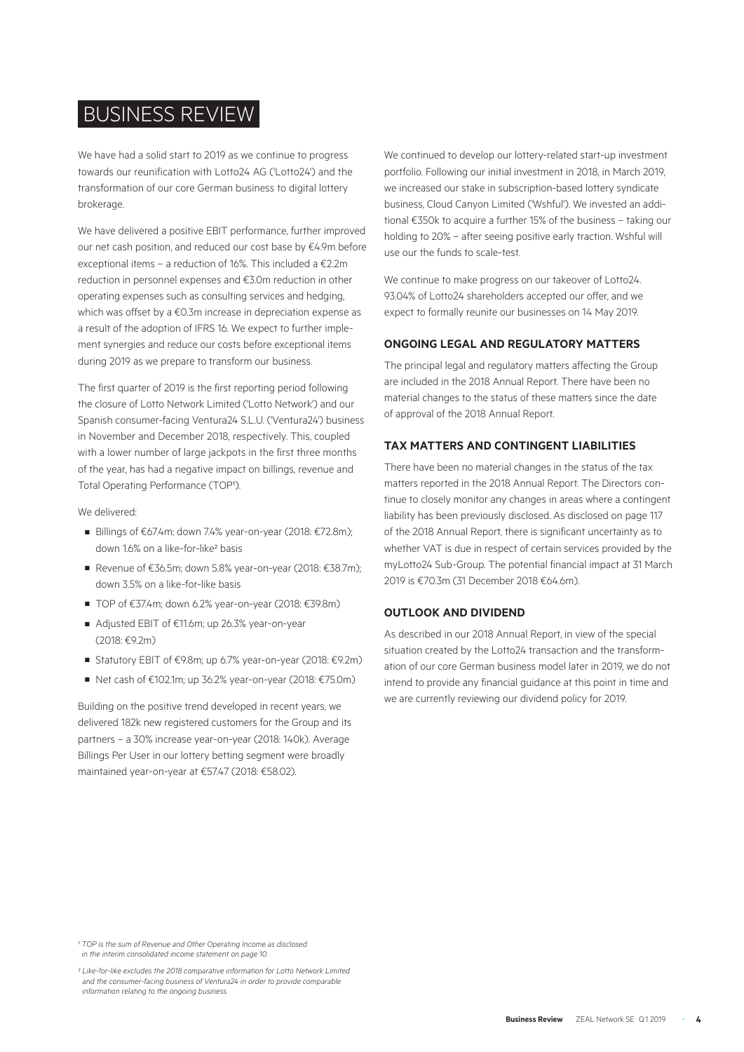# BUSINESS REVIEW

We have had a solid start to 2019 as we continue to progress towards our reunification with Lotto24 AG ('Lotto24') and the transformation of our core German business to digital lottery brokerage.

We have delivered a positive EBIT performance, further improved our net cash position, and reduced our cost base by €4.9m before exceptional items – a reduction of 16%. This included a €2.2m reduction in personnel expenses and €3.0m reduction in other operating expenses such as consulting services and hedging, which was offset by a €0.3m increase in depreciation expense as a result of the adoption of IFRS 16. We expect to further implement synergies and reduce our costs before exceptional items during 2019 as we prepare to transform our business.

The first quarter of 2019 is the first reporting period following the closure of Lotto Network Limited ('Lotto Network') and our Spanish consumer-facing Ventura24 S.L.U. ('Ventura24') business in November and December 2018, respectively. This, coupled with a lower number of large jackpots in the first three months of the year, has had a negative impact on billings, revenue and Total Operating Performance (TOP[1]).

We delivered:

- Billings of €67.4m; down 7.4% year-on-year (2018: €72.8m); down 1.6% on a like-for-like[2] basis
- Revenue of €36.5m; down 5.8% year-on-year (2018: €38.7m); down 3.5% on a like-for-like basis
- TOP of €37.4m; down 6.2% year-on-year (2018: €39.8m)
- Adjusted EBIT of €11.6m; up 26.3% year-on-year (2018: €9.2m)
- Statutory EBIT of €9.8m; up 6.7% year-on-year (2018: €9.2m)
- Net cash of €102.1m; up 36.2% year-on-year (2018: €75.0m)

Building on the positive trend developed in recent years, we delivered 182k new registered customers for the Group and its partners – a 30% increase year-on-year (2018: 140k). Average Billings Per User in our lottery betting segment were broadly maintained year-on-year at €57.47 (2018: €58.02).

We continued to develop our lottery-related start-up investment portfolio. Following our initial investment in 2018, in March 2019, we increased our stake in subscription-based lottery syndicate business, Cloud Canyon Limited ('Wshful'). We invested an additional €350k to acquire a further 15% of the business – taking our holding to 20% – after seeing positive early traction. Wshful will use our the funds to scale-test.

We continue to make progress on our takeover of Lotto24. 93.04% of Lotto24 shareholders accepted our offer, and we expect to formally reunite our businesses on 14 May 2019.

### ONGOING LEGAL AND REGULATORY MATTERS

The principal legal and regulatory matters affecting the Group are included in the 2018 Annual Report. There have been no material changes to the status of these matters since the date of approval of the 2018 Annual Report.

### TAX MATTERS AND CONTINGENT LIABILITIES

There have been no material changes in the status of the tax matters reported in the 2018 Annual Report. The Directors continue to closely monitor any changes in areas where a contingent liability has been previously disclosed. As disclosed on page 117 of the 2018 Annual Report, there is significant uncertainty as to whether VAT is due in respect of certain services provided by the myLotto24 Sub-Group. The potential financial impact at 31 March 2019 is €70.3m (31 December 2018 €64.6m).

### OUTLOOK AND DIVIDEND

As described in our 2018 Annual Report, in view of the special situation created by the Lotto24 transaction and the transformation of our core German business model later in 2019, we do not intend to provide any financial guidance at this point in time and we are currently reviewing our dividend policy for 2019.

*[1] TOP is the sum of Revenue and Other Operating Income as disclosed in the interim consolidated income statement on page 10.*

*[2] Like-for-like excludes the 2018 comparative information for Lotto Network Limited and the consumer-facing business of Ventura24 in order to provide comparable information relating to the ongoing business.*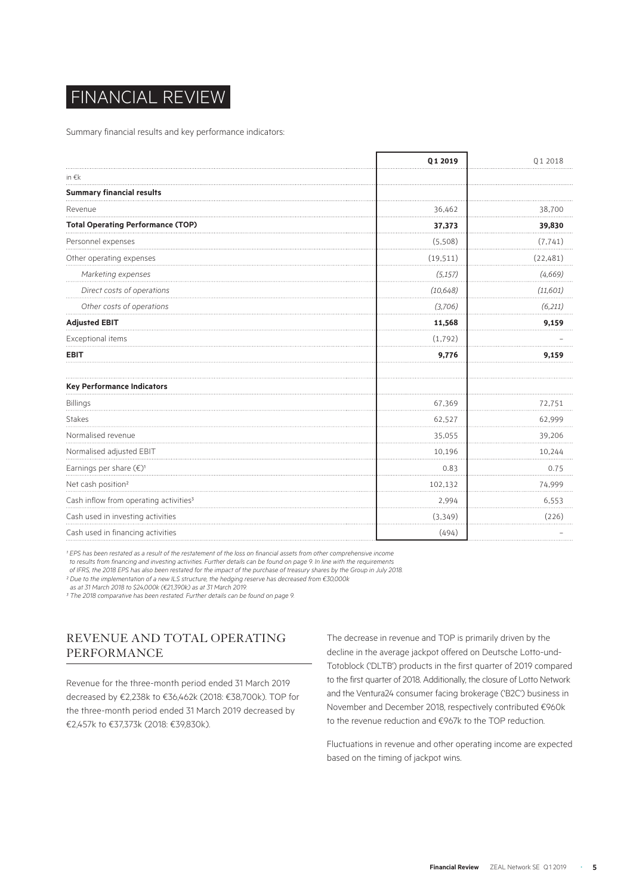# FINANCIAL REVIEW

Summary financial results and key performance indicators:

| | **Q1 2019** | Q1 2018 |
|---|---|---|
| in €k | | |
| **Summary financial results** | | |
| Revenue | 36,462 | 38,700 |
| **Total Operating Performance (TOP)** | **37,373** | **39,830** |
| Personnel expenses | (5,508) | (7,741) |
| Other operating expenses | (19,511) | (22,481) |
| *Marketing expenses* | *(5,157)* | *(4,669)* |
| *Direct costs of operations* | *(10,648)* | *(11,601)* |
| *Other costs of operations* | *(3,706)* | *(6,211)* |
| **Adjusted EBIT** | **11,568** | **9,159** |
| Exceptional items | (1,792) | – |
| **EBIT** | **9,776** | **9,159** |
| | | |
| **Key Performance Indicators** | | |
| Billings | 67,369 | 72,751 |
| Stakes | 62,527 | 62,999 |
| Normalised revenue | 35,055 | 39,206 |
| Normalised adjusted EBIT | 10,196 | 10,244 |
| Earnings per share (€)[1] | 0.83 | 0.75 |
| Net cash position[2] | 102,132 | 74,999 |
| Cash inflow from operating activities[3] | 2,994 | 6,553 |
| Cash used in investing activities | (3,349) | (226) |
| Cash used in financing activities | (494) | – |

*[1] EPS has been restated as a result of the restatement of the loss on financial assets from other comprehensive income to results from financing and investing activities. Further details can be found on page 9. In line with the requirements of IFRS, the 2018 EPS has also been restated for the impact of the purchase of treasury shares by the Group in July 2018.*
*[2] Due to the implementation of a new ILS structure, the hedging reserve has decreased from €30,000k as at 31 March 2018 to $24,000k (€21,390k) as at 31 March 2019.*
*[3] The 2018 comparative has been restated. Further details can be found on page 9.*

## REVENUE AND TOTAL OPERATING PERFORMANCE

Revenue for the three-month period ended 31 March 2019 decreased by €2,238k to €36,462k (2018: €38,700k). TOP for the three-month period ended 31 March 2019 decreased by €2,457k to €37,373k (2018: €39,830k).

The decrease in revenue and TOP is primarily driven by the decline in the average jackpot offered on Deutsche Lotto-und-Totoblock ('DLTB') products in the first quarter of 2019 compared to the first quarter of 2018. Additionally, the closure of Lotto Network and the Ventura24 consumer facing brokerage ('B2C') business in November and December 2018, respectively contributed €960k to the revenue reduction and €967k to the TOP reduction.

Fluctuations in revenue and other operating income are expected based on the timing of jackpot wins.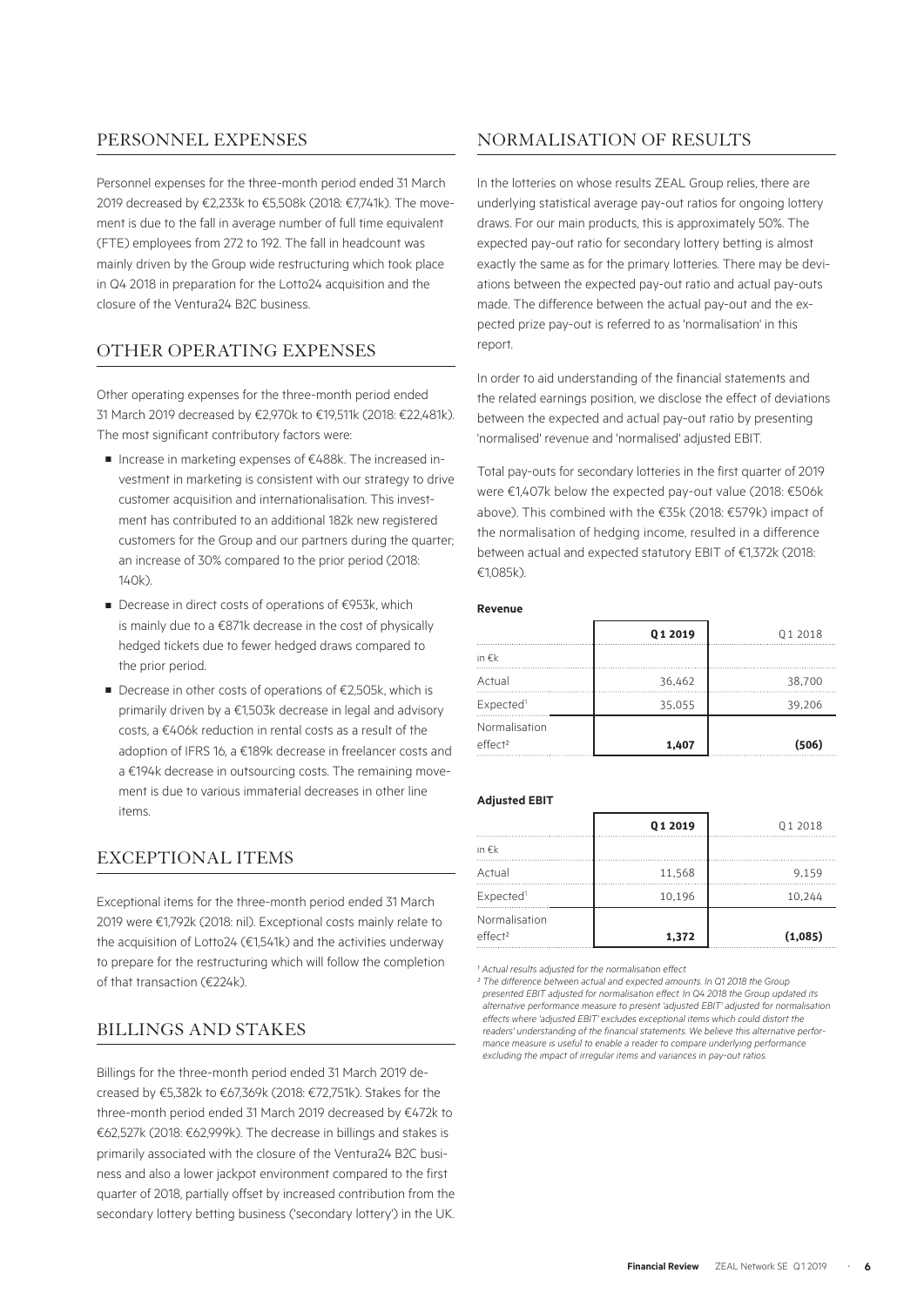## PERSONNEL EXPENSES

Personnel expenses for the three-month period ended 31 March 2019 decreased by €2,233k to €5,508k (2018: €7,741k). The movement is due to the fall in average number of full time equivalent (FTE) employees from 272 to 192. The fall in headcount was mainly driven by the Group wide restructuring which took place in Q4 2018 in preparation for the Lotto24 acquisition and the closure of the Ventura24 B2C business.

## OTHER OPERATING EXPENSES

Other operating expenses for the three-month period ended 31 March 2019 decreased by €2,970k to €19,511k (2018: €22,481k). The most significant contributory factors were:

- Increase in marketing expenses of €488k. The increased investment in marketing is consistent with our strategy to drive customer acquisition and internationalisation. This investment has contributed to an additional 182k new registered customers for the Group and our partners during the quarter; an increase of 30% compared to the prior period (2018: 140k).
- Decrease in direct costs of operations of €953k, which is mainly due to a €871k decrease in the cost of physically hedged tickets due to fewer hedged draws compared to the prior period.
- Decrease in other costs of operations of €2,505k, which is primarily driven by a €1,503k decrease in legal and advisory costs, a €406k reduction in rental costs as a result of the adoption of IFRS 16, a €189k decrease in freelancer costs and a €194k decrease in outsourcing costs. The remaining movement is due to various immaterial decreases in other line items.

## EXCEPTIONAL ITEMS

Exceptional items for the three-month period ended 31 March 2019 were €1,792k (2018: nil). Exceptional costs mainly relate to the acquisition of Lotto24 (€1,541k) and the activities underway to prepare for the restructuring which will follow the completion of that transaction (€224k).

## BILLINGS AND STAKES

Billings for the three-month period ended 31 March 2019 decreased by €5,382k to €67,369k (2018: €72,751k). Stakes for the three-month period ended 31 March 2019 decreased by €472k to €62,527k (2018: €62,999k). The decrease in billings and stakes is primarily associated with the closure of the Ventura24 B2C business and also a lower jackpot environment compared to the first quarter of 2018, partially offset by increased contribution from the secondary lottery betting business ('secondary lottery') in the UK.

## NORMALISATION OF RESULTS

In the lotteries on whose results ZEAL Group relies, there are underlying statistical average pay-out ratios for ongoing lottery draws. For our main products, this is approximately 50%. The expected pay-out ratio for secondary lottery betting is almost exactly the same as for the primary lotteries. There may be deviations between the expected pay-out ratio and actual pay-outs made. The difference between the actual pay-out and the expected prize pay-out is referred to as 'normalisation' in this report.

In order to aid understanding of the financial statements and the related earnings position, we disclose the effect of deviations between the expected and actual pay-out ratio by presenting 'normalised' revenue and 'normalised' adjusted EBIT.

Total pay-outs for secondary lotteries in the first quarter of 2019 were €1,407k below the expected pay-out value (2018: €506k above). This combined with the €35k (2018: €579k) impact of the normalisation of hedging income, resulted in a difference between actual and expected statutory EBIT of €1,372k (2018: €1,085k).

**Revenue**

| | **Q1 2019** | Q1 2018 |
|---|---|---|
| in €k | | |
| Actual | 36,462 | 38,700 |
| Expected[1] | 35,055 | 39,206 |
| Normalisation effect[2] | **1,407** | **(506)** |

**Adjusted EBIT**

| | **Q1 2019** | Q1 2018 |
|---|---|---|
| in €k | | |
| Actual | 11,568 | 9,159 |
| Expected[1] | 10,196 | 10,244 |
| Normalisation effect[2] | **1,372** | **(1,085)** |

*[1] Actual results adjusted for the normalisation effect.*

*[2] The difference between actual and expected amounts. In Q1 2018 the Group presented EBIT adjusted for normalisation effect. In Q4 2018 the Group updated its alternative performance measure to present 'adjusted EBIT' adjusted for normalisation effects where 'adjusted EBIT' excludes exceptional items which could distort the readers' understanding of the financial statements. We believe this alternative performance measure is useful to enable a reader to compare underlying performance excluding the impact of irregular items and variances in pay-out ratios.*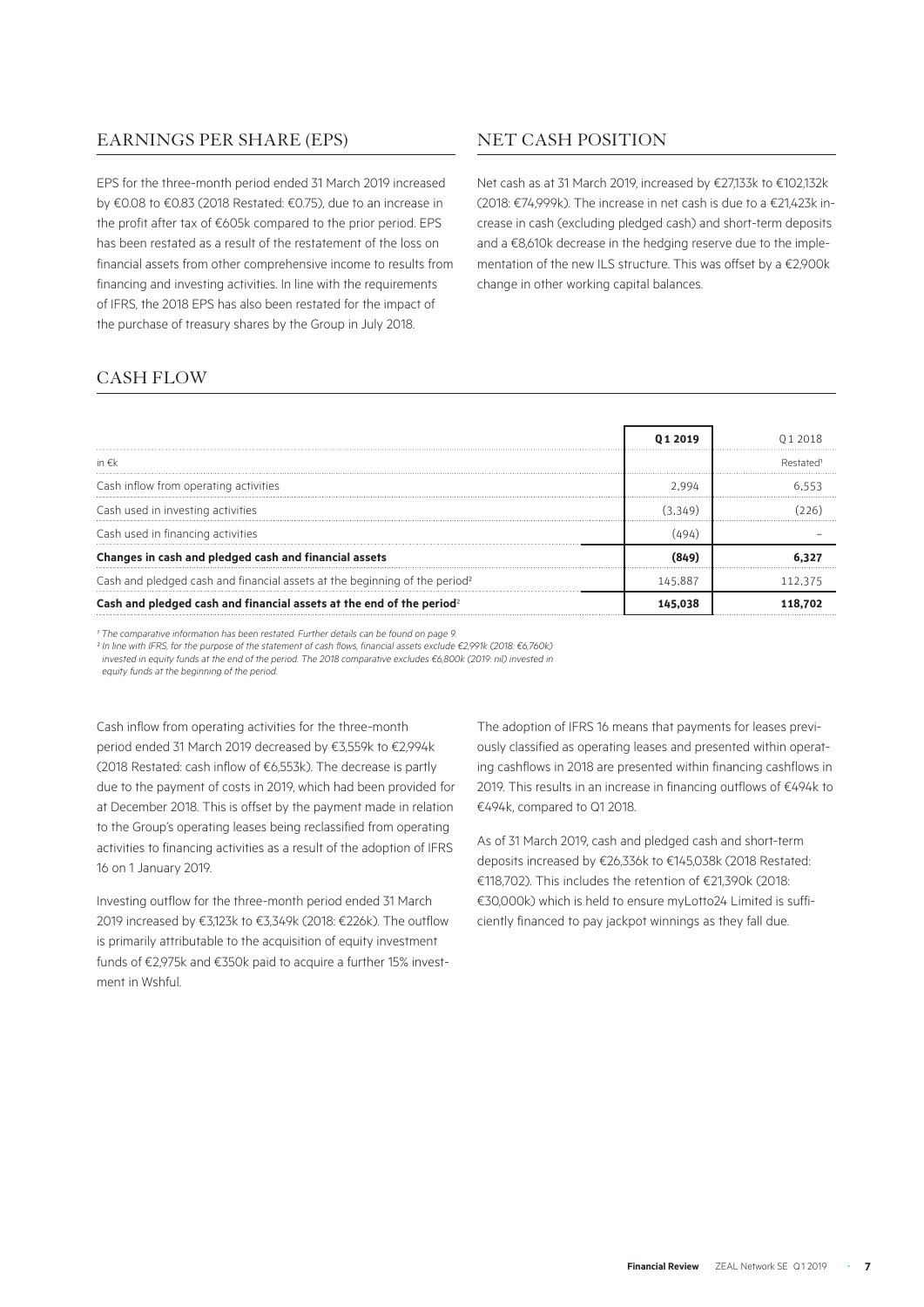## EARNINGS PER SHARE (EPS)

EPS for the three-month period ended 31 March 2019 increased by €0.08 to €0.83 (2018 Restated: €0.75), due to an increase in the profit after tax of €605k compared to the prior period. EPS has been restated as a result of the restatement of the loss on financial assets from other comprehensive income to results from financing and investing activities. In line with the requirements of IFRS, the 2018 EPS has also been restated for the impact of the purchase of treasury shares by the Group in July 2018.

## NET CASH POSITION

Net cash as at 31 March 2019, increased by €27,133k to €102,132k (2018: €74,999k). The increase in net cash is due to a €21,423k increase in cash (excluding pledged cash) and short-term deposits and a €8,610k decrease in the hedging reserve due to the implementation of the new ILS structure. This was offset by a €2,900k change in other working capital balances.

## CASH FLOW

| | **Q 1 2019** | Q 1 2018 |
|---|---|---|
| in €k | | Restated[1] |
| Cash inflow from operating activities | 2,994 | 6,553 |
| Cash used in investing activities | (3,349) | (226) |
| Cash used in financing activities | (494) | – |
| **Changes in cash and pledged cash and financial assets** | **(849)** | **6,327** |
| Cash and pledged cash and financial assets at the beginning of the period[2] | 145,887 | 112,375 |
| **Cash and pledged cash and financial assets at the end of the period**[2] | **145,038** | **118,702** |

*[1] The comparative information has been restated. Further details can be found on page 9.*
*[2] In line with IFRS, for the purpose of the statement of cash flows, financial assets exclude €2,991k (2018: €6,760k) invested in equity funds at the end of the period. The 2018 comparative excludes €6,800k (2019: nil) invested in equity funds at the beginning of the period.*

Cash inflow from operating activities for the three-month period ended 31 March 2019 decreased by €3,559k to €2,994k (2018 Restated: cash inflow of €6,553k). The decrease is partly due to the payment of costs in 2019, which had been provided for at December 2018. This is offset by the payment made in relation to the Group's operating leases being reclassified from operating activities to financing activities as a result of the adoption of IFRS 16 on 1 January 2019.

Investing outflow for the three-month period ended 31 March 2019 increased by €3,123k to €3,349k (2018: €226k). The outflow is primarily attributable to the acquisition of equity investment funds of €2,975k and €350k paid to acquire a further 15% investment in Wshful.

The adoption of IFRS 16 means that payments for leases previously classified as operating leases and presented within operating cashflows in 2018 are presented within financing cashflows in 2019. This results in an increase in financing outflows of €494k to €494k, compared to Q1 2018.

As of 31 March 2019, cash and pledged cash and short-term deposits increased by €26,336k to €145,038k (2018 Restated: €118,702). This includes the retention of €21,390k (2018: €30,000k) which is held to ensure myLotto24 Limited is sufficiently financed to pay jackpot winnings as they fall due.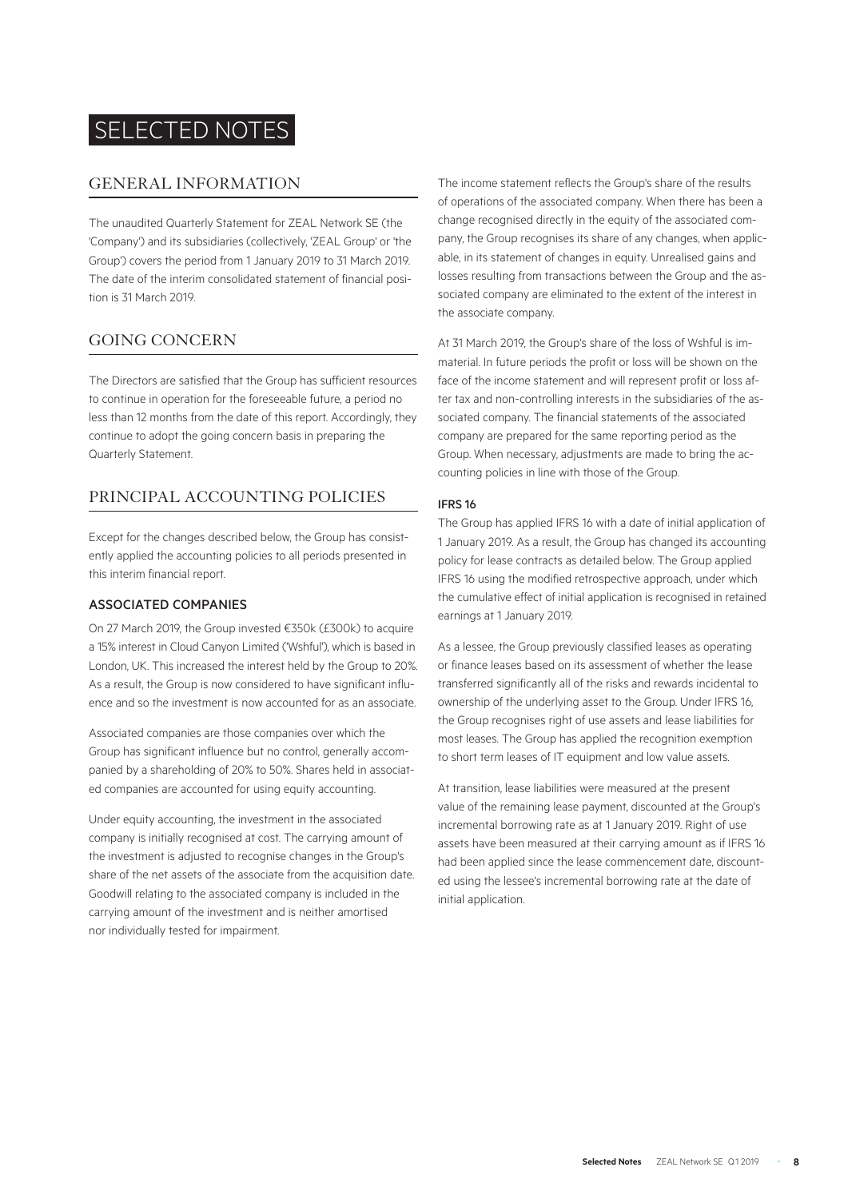# SELECTED NOTES

## GENERAL INFORMATION

The unaudited Quarterly Statement for ZEAL Network SE (the 'Company') and its subsidiaries (collectively, 'ZEAL Group' or 'the Group') covers the period from 1 January 2019 to 31 March 2019. The date of the interim consolidated statement of financial position is 31 March 2019.

## GOING CONCERN

The Directors are satisfied that the Group has sufficient resources to continue in operation for the foreseeable future, a period no less than 12 months from the date of this report. Accordingly, they continue to adopt the going concern basis in preparing the Quarterly Statement.

## PRINCIPAL ACCOUNTING POLICIES

Except for the changes described below, the Group has consistently applied the accounting policies to all periods presented in this interim financial report.

### ASSOCIATED COMPANIES

On 27 March 2019, the Group invested €350k (£300k) to acquire a 15% interest in Cloud Canyon Limited ('Wshful'), which is based in London, UK. This increased the interest held by the Group to 20%. As a result, the Group is now considered to have significant influence and so the investment is now accounted for as an associate.

Associated companies are those companies over which the Group has significant influence but no control, generally accompanied by a shareholding of 20% to 50%. Shares held in associated companies are accounted for using equity accounting.

Under equity accounting, the investment in the associated company is initially recognised at cost. The carrying amount of the investment is adjusted to recognise changes in the Group's share of the net assets of the associate from the acquisition date. Goodwill relating to the associated company is included in the carrying amount of the investment and is neither amortised nor individually tested for impairment.

The income statement reflects the Group's share of the results of operations of the associated company. When there has been a change recognised directly in the equity of the associated company, the Group recognises its share of any changes, when applicable, in its statement of changes in equity. Unrealised gains and losses resulting from transactions between the Group and the associated company are eliminated to the extent of the interest in the associate company.

At 31 March 2019, the Group's share of the loss of Wshful is immaterial. In future periods the profit or loss will be shown on the face of the income statement and will represent profit or loss after tax and non-controlling interests in the subsidiaries of the associated company. The financial statements of the associated company are prepared for the same reporting period as the Group. When necessary, adjustments are made to bring the accounting policies in line with those of the Group.

### IFRS 16

The Group has applied IFRS 16 with a date of initial application of 1 January 2019. As a result, the Group has changed its accounting policy for lease contracts as detailed below. The Group applied IFRS 16 using the modified retrospective approach, under which the cumulative effect of initial application is recognised in retained earnings at 1 January 2019.

As a lessee, the Group previously classified leases as operating or finance leases based on its assessment of whether the lease transferred significantly all of the risks and rewards incidental to ownership of the underlying asset to the Group. Under IFRS 16, the Group recognises right of use assets and lease liabilities for most leases. The Group has applied the recognition exemption to short term leases of IT equipment and low value assets.

At transition, lease liabilities were measured at the present value of the remaining lease payment, discounted at the Group's incremental borrowing rate as at 1 January 2019. Right of use assets have been measured at their carrying amount as if IFRS 16 had been applied since the lease commencement date, discounted using the lessee's incremental borrowing rate at the date of initial application.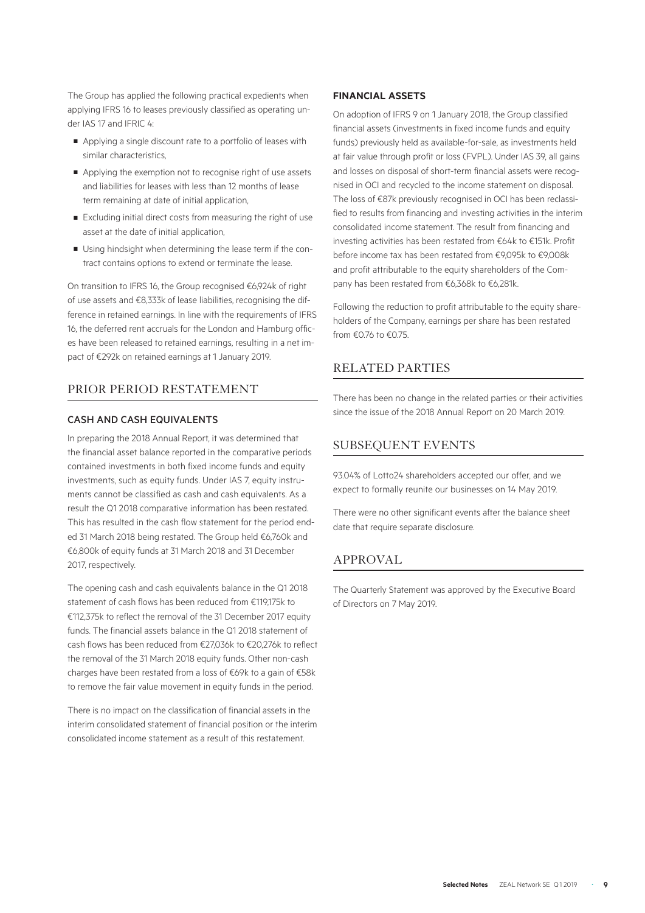The Group has applied the following practical expedients when applying IFRS 16 to leases previously classified as operating under IAS 17 and IFRIC 4:

- Applying a single discount rate to a portfolio of leases with similar characteristics,
- Applying the exemption not to recognise right of use assets and liabilities for leases with less than 12 months of lease term remaining at date of initial application,
- Excluding initial direct costs from measuring the right of use asset at the date of initial application,
- Using hindsight when determining the lease term if the contract contains options to extend or terminate the lease.

On transition to IFRS 16, the Group recognised €6,924k of right of use assets and €8,333k of lease liabilities, recognising the difference in retained earnings. In line with the requirements of IFRS 16, the deferred rent accruals for the London and Hamburg offices have been released to retained earnings, resulting in a net impact of €292k on retained earnings at 1 January 2019.

## PRIOR PERIOD RESTATEMENT

### CASH AND CASH EQUIVALENTS

In preparing the 2018 Annual Report, it was determined that the financial asset balance reported in the comparative periods contained investments in both fixed income funds and equity investments, such as equity funds. Under IAS 7, equity instruments cannot be classified as cash and cash equivalents. As a result the Q1 2018 comparative information has been restated. This has resulted in the cash flow statement for the period ended 31 March 2018 being restated. The Group held €6,760k and €6,800k of equity funds at 31 March 2018 and 31 December 2017, respectively.

The opening cash and cash equivalents balance in the Q1 2018 statement of cash flows has been reduced from €119,175k to €112,375k to reflect the removal of the 31 December 2017 equity funds. The financial assets balance in the Q1 2018 statement of cash flows has been reduced from €27,036k to €20,276k to reflect the removal of the 31 March 2018 equity funds. Other non-cash charges have been restated from a loss of €69k to a gain of €58k to remove the fair value movement in equity funds in the period.

There is no impact on the classification of financial assets in the interim consolidated statement of financial position or the interim consolidated income statement as a result of this restatement.

### FINANCIAL ASSETS

On adoption of IFRS 9 on 1 January 2018, the Group classified financial assets (investments in fixed income funds and equity funds) previously held as available-for-sale, as investments held at fair value through profit or loss (FVPL). Under IAS 39, all gains and losses on disposal of short-term financial assets were recognised in OCI and recycled to the income statement on disposal. The loss of €87k previously recognised in OCI has been reclassified to results from financing and investing activities in the interim consolidated income statement. The result from financing and investing activities has been restated from €64k to €151k. Profit before income tax has been restated from €9,095k to €9,008k and profit attributable to the equity shareholders of the Company has been restated from €6,368k to €6,281k.

Following the reduction to profit attributable to the equity shareholders of the Company, earnings per share has been restated from €0.76 to €0.75.

## RELATED PARTIES

There has been no change in the related parties or their activities since the issue of the 2018 Annual Report on 20 March 2019.

## SUBSEQUENT EVENTS

93.04% of Lotto24 shareholders accepted our offer, and we expect to formally reunite our businesses on 14 May 2019.

There were no other significant events after the balance sheet date that require separate disclosure.

## APPROVAL

The Quarterly Statement was approved by the Executive Board of Directors on 7 May 2019.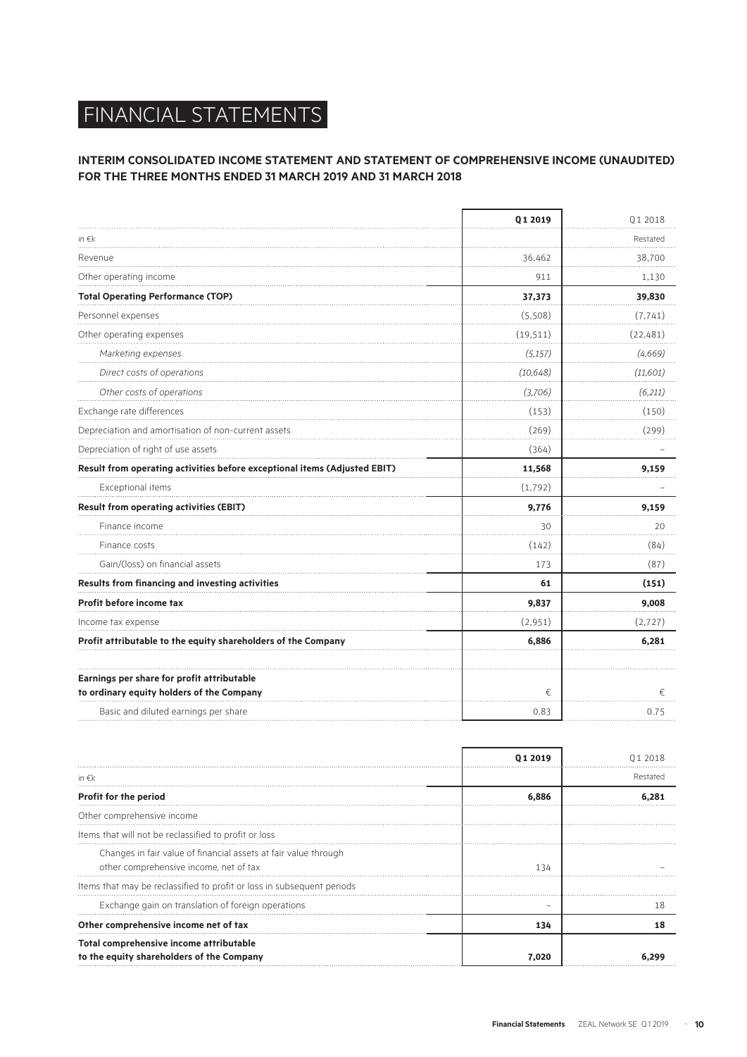# FINANCIAL STATEMENTS

## INTERIM CONSOLIDATED INCOME STATEMENT AND STATEMENT OF COMPREHENSIVE INCOME (UNAUDITED) FOR THE THREE MONTHS ENDED 31 MARCH 2019 AND 31 MARCH 2018

| | Q1 2019 | Q1 2018 |
|---|---|---|
| in €k | | Restated |
| Revenue | 36,462 | 38,700 |
| Other operating income | 911 | 1,130 |
| **Total Operating Performance (TOP)** | **37,373** | **39,830** |
| Personnel expenses | (5,508) | (7,741) |
| Other operating expenses | (19,511) | (22,481) |
| *Marketing expenses* | *(5,157)* | *(4,669)* |
| *Direct costs of operations* | *(10,648)* | *(11,601)* |
| *Other costs of operations* | *(3,706)* | *(6,211)* |
| Exchange rate differences | (153) | (150) |
| Depreciation and amortisation of non-current assets | (269) | (299) |
| Depreciation of right of use assets | (364) | – |
| **Result from operating activities before exceptional items (Adjusted EBIT)** | **11,568** | **9,159** |
| Exceptional items | (1,792) | – |
| **Result from operating activities (EBIT)** | **9,776** | **9,159** |
| Finance income | 30 | 20 |
| Finance costs | (142) | (84) |
| Gain/(loss) on financial assets | 173 | (87) |
| **Results from financing and investing activities** | **61** | **(151)** |
| **Profit before income tax** | **9,837** | **9,008** |
| Income tax expense | (2,951) | (2,727) |
| **Profit attributable to the equity shareholders of the Company** | **6,886** | **6,281** |
| | | |
| **Earnings per share for profit attributable to ordinary equity holders of the Company** | € | € |
| Basic and diluted earnings per share | 0.83 | 0.75 |

| | Q1 2019 | Q1 2018 |
|---|---|---|
| in €k | | Restated |
| **Profit for the period** | **6,886** | **6,281** |
| Other comprehensive income | | |
| Items that will not be reclassified to profit or loss | | |
| Changes in fair value of financial assets at fair value through other comprehensive income, net of tax | 134 | – |
| Items that may be reclassified to profit or loss in subsequent periods | | |
| Exchange gain on translation of foreign operations | – | 18 |
| **Other comprehensive income net of tax** | **134** | **18** |
| **Total comprehensive income attributable to the equity shareholders of the Company** | **7,020** | **6,299** |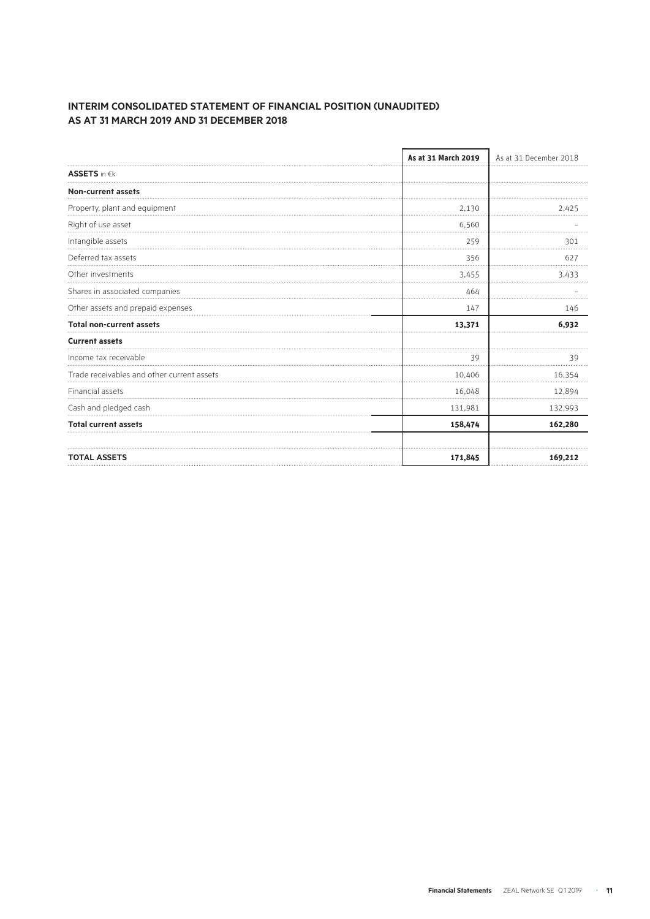## INTERIM CONSOLIDATED STATEMENT OF FINANCIAL POSITION (UNAUDITED) AS AT 31 MARCH 2019 AND 31 DECEMBER 2018

| | **As at 31 March 2019** | As at 31 December 2018 |
|---|---|---|
| **ASSETS** in €k | | |
| **Non-current assets** | | |
| Property, plant and equipment | 2,130 | 2,425 |
| Right of use asset | 6,560 | – |
| Intangible assets | 259 | 301 |
| Deferred tax assets | 356 | 627 |
| Other investments | 3,455 | 3,433 |
| Shares in associated companies | 464 | – |
| Other assets and prepaid expenses | 147 | 146 |
| **Total non-current assets** | **13,371** | **6,932** |
| **Current assets** | | |
| Income tax receivable | 39 | 39 |
| Trade receivables and other current assets | 10,406 | 16,354 |
| Financial assets | 16,048 | 12,894 |
| Cash and pledged cash | 131,981 | 132,993 |
| **Total current assets** | **158,474** | **162,280** |
| | | |
| **TOTAL ASSETS** | **171,845** | **169,212** |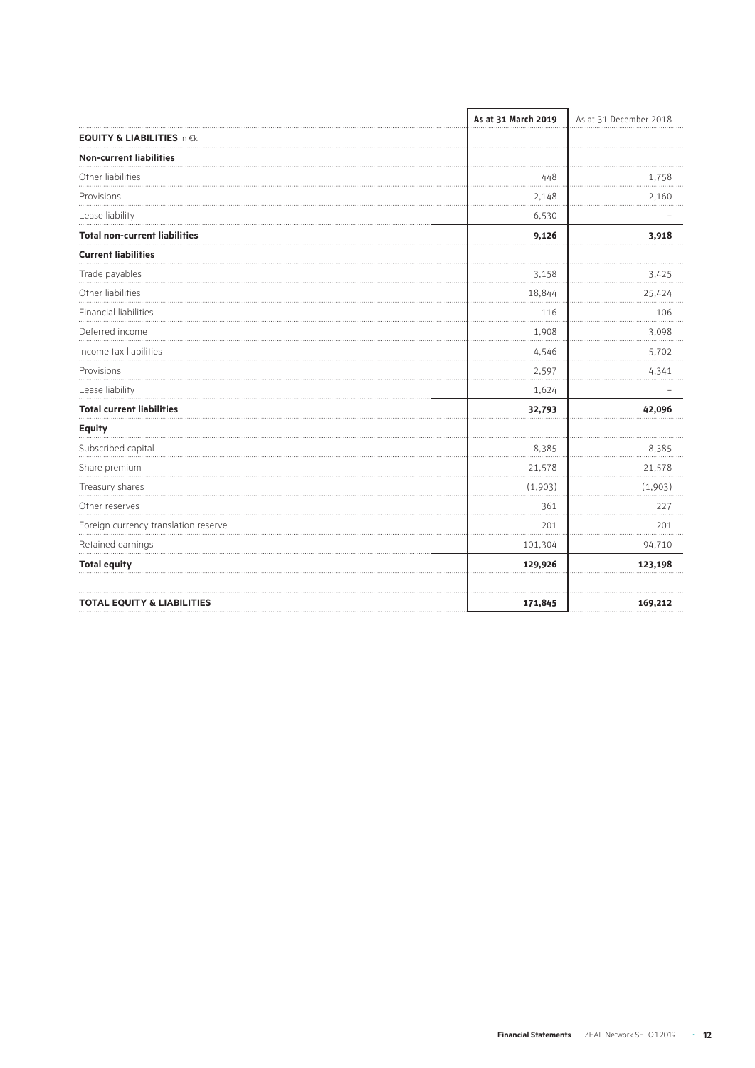| | As at 31 March 2019 | As at 31 December 2018 |
|---|---|---|
| **EQUITY & LIABILITIES** in €k | | |
| **Non-current liabilities** | | |
| Other liabilities | 448 | 1,758 |
| Provisions | 2,148 | 2,160 |
| Lease liability | 6,530 | – |
| **Total non-current liabilities** | **9,126** | **3,918** |
| **Current liabilities** | | |
| Trade payables | 3,158 | 3,425 |
| Other liabilities | 18,844 | 25,424 |
| Financial liabilities | 116 | 106 |
| Deferred income | 1,908 | 3,098 |
| Income tax liabilities | 4,546 | 5,702 |
| Provisions | 2,597 | 4,341 |
| Lease liability | 1,624 | – |
| **Total current liabilities** | **32,793** | **42,096** |
| **Equity** | | |
| Subscribed capital | 8,385 | 8,385 |
| Share premium | 21,578 | 21,578 |
| Treasury shares | (1,903) | (1,903) |
| Other reserves | 361 | 227 |
| Foreign currency translation reserve | 201 | 201 |
| Retained earnings | 101,304 | 94,710 |
| **Total equity** | **129,926** | **123,198** |
| | | |
| **TOTAL EQUITY & LIABILITIES** | **171,845** | **169,212** |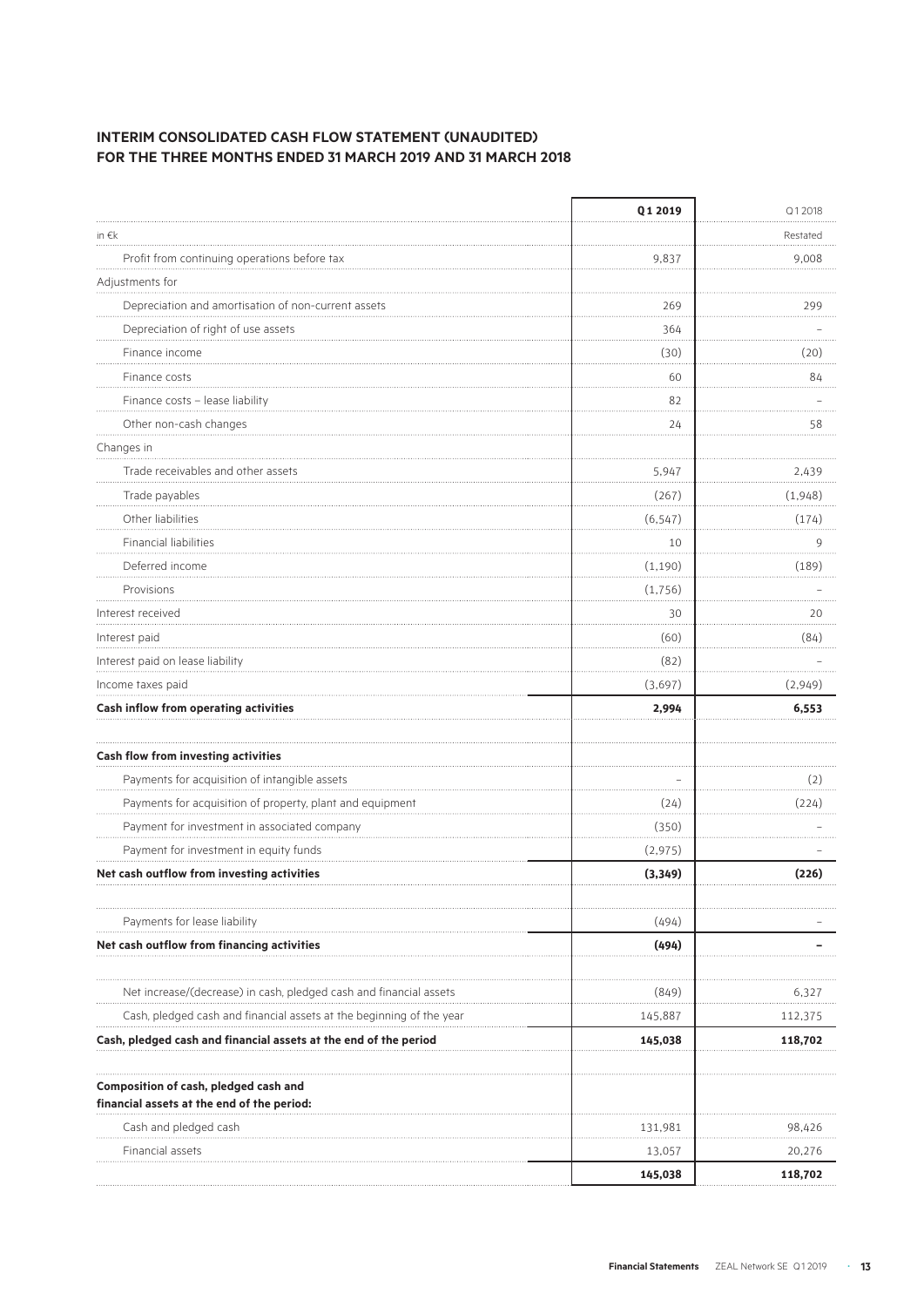## INTERIM CONSOLIDATED CASH FLOW STATEMENT (UNAUDITED) FOR THE THREE MONTHS ENDED 31 MARCH 2019 AND 31 MARCH 2018

| | **Q1 2019** | Q1 2018 |
|---|---|---|
| in €k | | Restated |
| Profit from continuing operations before tax | 9,837 | 9,008 |
| Adjustments for | | |
| Depreciation and amortisation of non-current assets | 269 | 299 |
| Depreciation of right of use assets | 364 | – |
| Finance income | (30) | (20) |
| Finance costs | 60 | 84 |
| Finance costs – lease liability | 82 | – |
| Other non-cash changes | 24 | 58 |
| Changes in | | |
| Trade receivables and other assets | 5,947 | 2,439 |
| Trade payables | (267) | (1,948) |
| Other liabilities | (6,547) | (174) |
| Financial liabilities | 10 | 9 |
| Deferred income | (1,190) | (189) |
| Provisions | (1,756) | – |
| Interest received | 30 | 20 |
| Interest paid | (60) | (84) |
| Interest paid on lease liability | (82) | – |
| Income taxes paid | (3,697) | (2,949) |
| **Cash inflow from operating activities** | **2,994** | **6,553** |
| | | |
| **Cash flow from investing activities** | | |
| Payments for acquisition of intangible assets | – | (2) |
| Payments for acquisition of property, plant and equipment | (24) | (224) |
| Payment for investment in associated company | (350) | – |
| Payment for investment in equity funds | (2,975) | – |
| **Net cash outflow from investing activities** | **(3,349)** | **(226)** |
| | | |
| Payments for lease liability | (494) | – |
| **Net cash outflow from financing activities** | **(494)** | **–** |
| | | |
| Net increase/(decrease) in cash, pledged cash and financial assets | (849) | 6,327 |
| Cash, pledged cash and financial assets at the beginning of the year | 145,887 | 112,375 |
| **Cash, pledged cash and financial assets at the end of the period** | **145,038** | **118,702** |
| | | |
| **Composition of cash, pledged cash and financial assets at the end of the period:** | | |
| Cash and pledged cash | 131,981 | 98,426 |
| Financial assets | 13,057 | 20,276 |
| | **145,038** | **118,702** |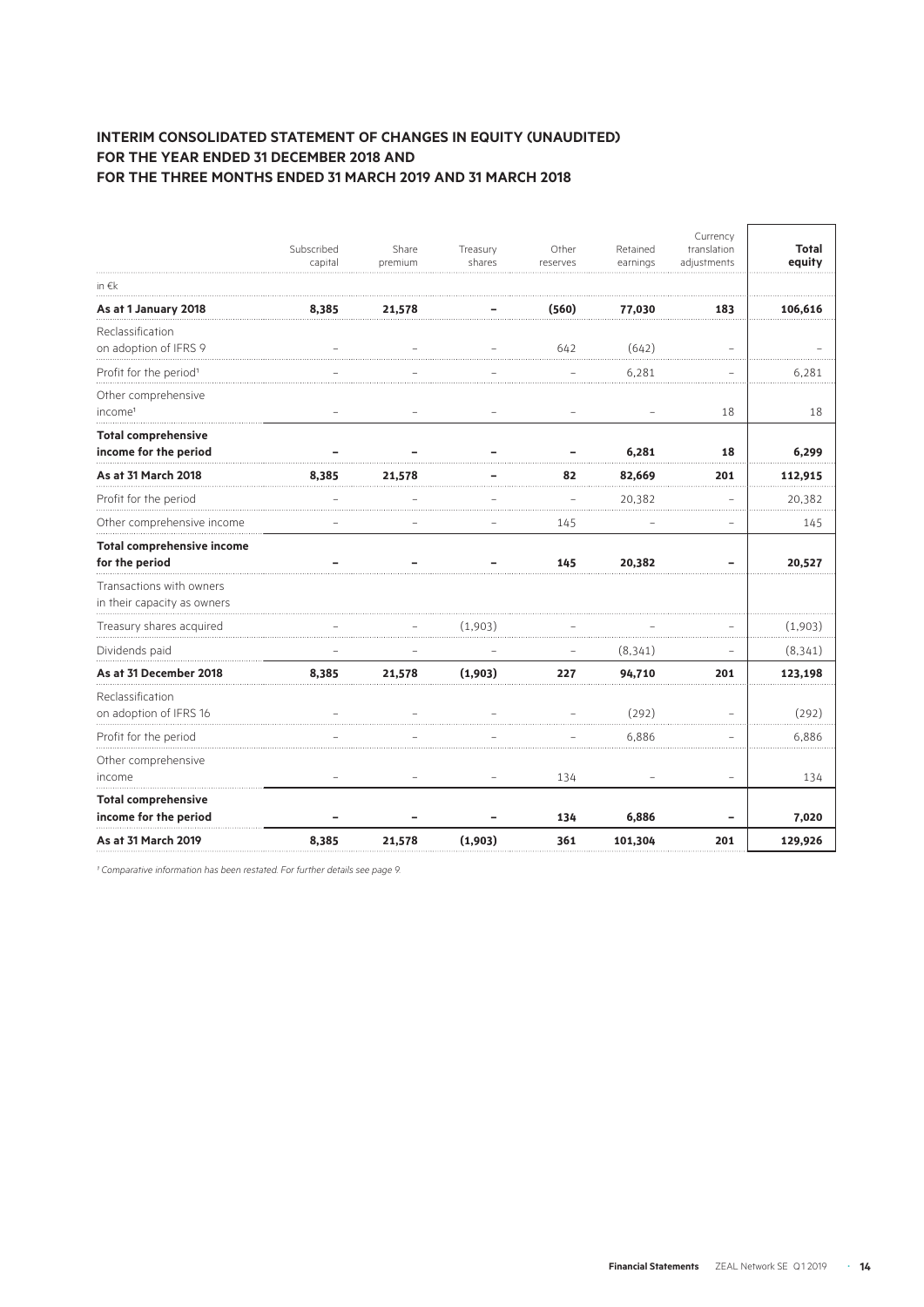## INTERIM CONSOLIDATED STATEMENT OF CHANGES IN EQUITY (UNAUDITED) FOR THE YEAR ENDED 31 DECEMBER 2018 AND FOR THE THREE MONTHS ENDED 31 MARCH 2019 AND 31 MARCH 2018

| in €k | Subscribed capital | Share premium | Treasury shares | Other reserves | Retained earnings | Currency translation adjustments | **Total equity** |
|---|---|---|---|---|---|---|---|
| **As at 1 January 2018** | **8,385** | **21,578** | **–** | **(560)** | **77,030** | **183** | **106,616** |
| Reclassification on adoption of IFRS 9 | – | – | – | 642 | (642) | – | – |
| Profit for the period[1] | – | – | – | – | 6,281 | – | 6,281 |
| Other comprehensive income[1] | – | – | – | – | – | 18 | 18 |
| **Total comprehensive income for the period** | **–** | **–** | **–** | **–** | **6,281** | **18** | **6,299** |
| **As at 31 March 2018** | **8,385** | **21,578** | **–** | **82** | **82,669** | **201** | **112,915** |
| Profit for the period | – | – | – | – | 20,382 | – | 20,382 |
| Other comprehensive income | – | – | – | 145 | – | – | 145 |
| **Total comprehensive income for the period** | **–** | **–** | **–** | **145** | **20,382** | **–** | **20,527** |
| Transactions with owners in their capacity as owners | | | | | | | |
| Treasury shares acquired | – | – | (1,903) | – | – | – | (1,903) |
| Dividends paid | – | – | – | – | (8,341) | – | (8,341) |
| **As at 31 December 2018** | **8,385** | **21,578** | **(1,903)** | **227** | **94,710** | **201** | **123,198** |
| Reclassification on adoption of IFRS 16 | – | – | – | – | (292) | – | (292) |
| Profit for the period | – | – | – | – | 6,886 | – | 6,886 |
| Other comprehensive income | – | – | – | 134 | – | – | 134 |
| **Total comprehensive income for the period** | **–** | **–** | **–** | **134** | **6,886** | **–** | **7,020** |
| **As at 31 March 2019** | **8,385** | **21,578** | **(1,903)** | **361** | **101,304** | **201** | **129,926** |

*[1] Comparative information has been restated. For further details see page 9.*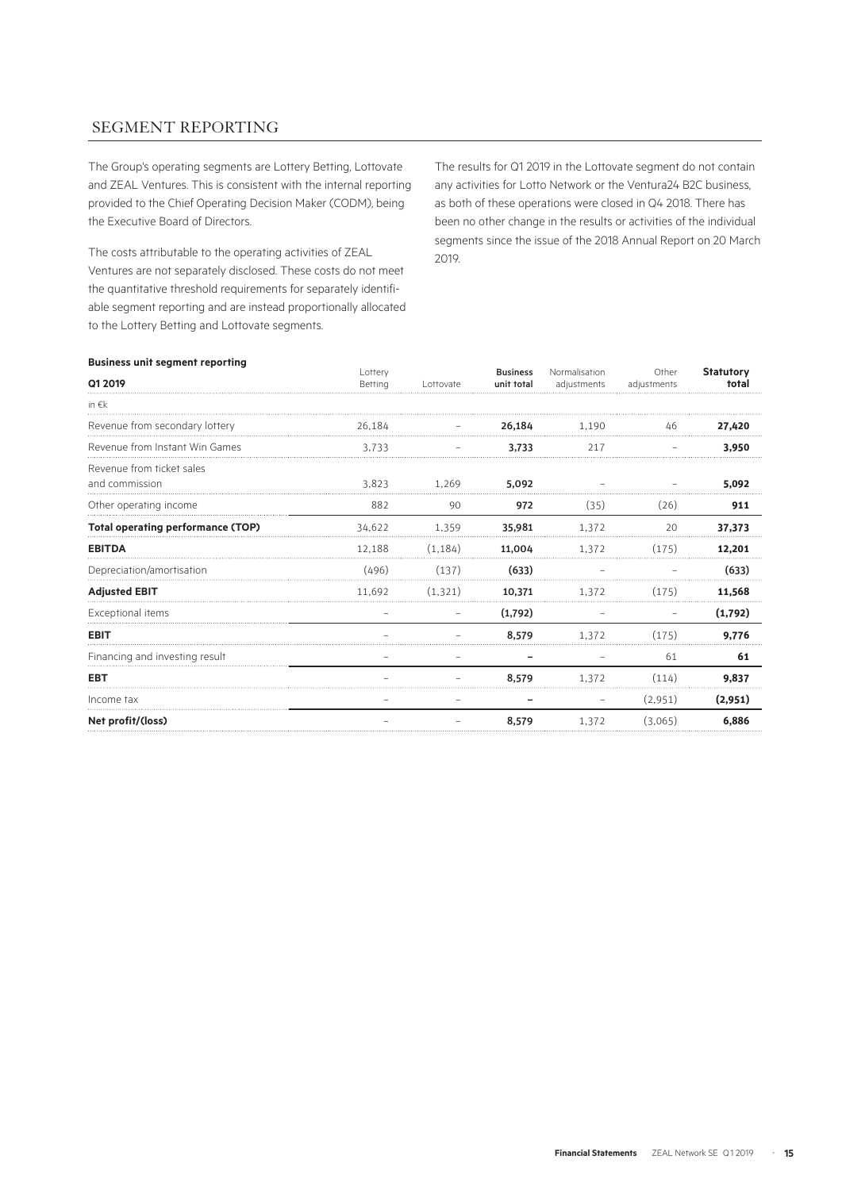## SEGMENT REPORTING

The Group's operating segments are Lottery Betting, Lottovate and ZEAL Ventures. This is consistent with the internal reporting provided to the Chief Operating Decision Maker (CODM), being the Executive Board of Directors.

The costs attributable to the operating activities of ZEAL Ventures are not separately disclosed. These costs do not meet the quantitative threshold requirements for separately identifiable segment reporting and are instead proportionally allocated to the Lottery Betting and Lottovate segments.

The results for Q1 2019 in the Lottovate segment do not contain any activities for Lotto Network or the Ventura24 B2C business, as both of these operations were closed in Q4 2018. There has been no other change in the results or activities of the individual segments since the issue of the 2018 Annual Report on 20 March 2019.

**Business unit segment reporting**

| Q1 2019 | Lottery Betting | Lottovate | Business unit total | Normalisation adjustments | Other adjustments | Statutory total |
|---|---|---|---|---|---|---|
| in €k | | | | | | |
| Revenue from secondary lottery | 26,184 | – | **26,184** | 1,190 | 46 | **27,420** |
| Revenue from Instant Win Games | 3,733 | – | **3,733** | 217 | – | **3,950** |
| Revenue from ticket sales and commission | 3,823 | 1,269 | **5,092** | – | – | **5,092** |
| Other operating income | 882 | 90 | **972** | (35) | (26) | **911** |
| **Total operating performance (TOP)** | 34,622 | 1,359 | **35,981** | 1,372 | 20 | **37,373** |
| **EBITDA** | 12,188 | (1,184) | **11,004** | 1,372 | (175) | **12,201** |
| Depreciation/amortisation | (496) | (137) | **(633)** | – | – | **(633)** |
| **Adjusted EBIT** | 11,692 | (1,321) | **10,371** | 1,372 | (175) | **11,568** |
| Exceptional items | – | – | **(1,792)** | – | – | **(1,792)** |
| **EBIT** | – | – | **8,579** | 1,372 | (175) | **9,776** |
| Financing and investing result | – | – | **–** | – | 61 | **61** |
| **EBT** | – | – | **8,579** | 1,372 | (114) | **9,837** |
| Income tax | – | – | **–** | – | (2,951) | **(2,951)** |
| **Net profit/(loss)** | – | – | **8,579** | 1,372 | (3,065) | **6,886** |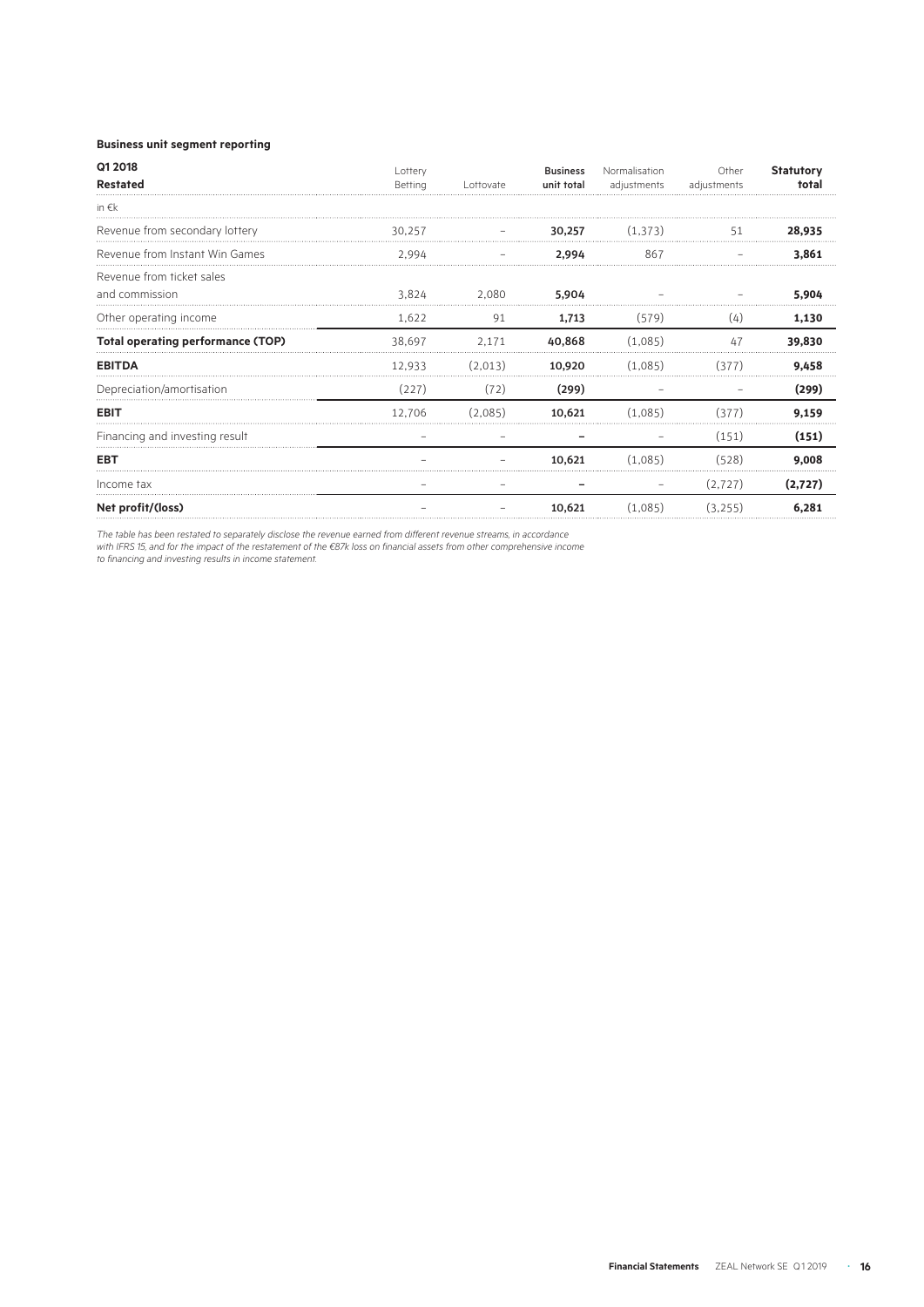**Business unit segment reporting**

| **Q1 2018** **Restated** | Lottery Betting | Lottovate | **Business unit total** | Normalisation adjustments | Other adjustments | **Statutory total** |
|---|---|---|---|---|---|---|
| in €k | | | | | | |
| Revenue from secondary lottery | 30,257 | – | **30,257** | (1,373) | 51 | **28,935** |
| Revenue from Instant Win Games | 2,994 | – | **2,994** | 867 | – | **3,861** |
| Revenue from ticket sales and commission | 3,824 | 2,080 | **5,904** | – | – | **5,904** |
| Other operating income | 1,622 | 91 | **1,713** | (579) | (4) | **1,130** |
| **Total operating performance (TOP)** | 38,697 | 2,171 | **40,868** | (1,085) | 47 | **39,830** |
| **EBITDA** | 12,933 | (2,013) | **10,920** | (1,085) | (377) | **9,458** |
| Depreciation/amortisation | (227) | (72) | **(299)** | – | – | **(299)** |
| **EBIT** | 12,706 | (2,085) | **10,621** | (1,085) | (377) | **9,159** |
| Financing and investing result | – | – | **–** | – | (151) | **(151)** |
| **EBT** | – | – | **10,621** | (1,085) | (528) | **9,008** |
| Income tax | – | – | **–** | – | (2,727) | **(2,727)** |
| **Net profit/(loss)** | – | – | **10,621** | (1,085) | (3,255) | **6,281** |

*The table has been restated to separately disclose the revenue earned from different revenue streams, in accordance with IFRS 15, and for the impact of the restatement of the €87k loss on financial assets from other comprehensive income to financing and investing results in income statement.*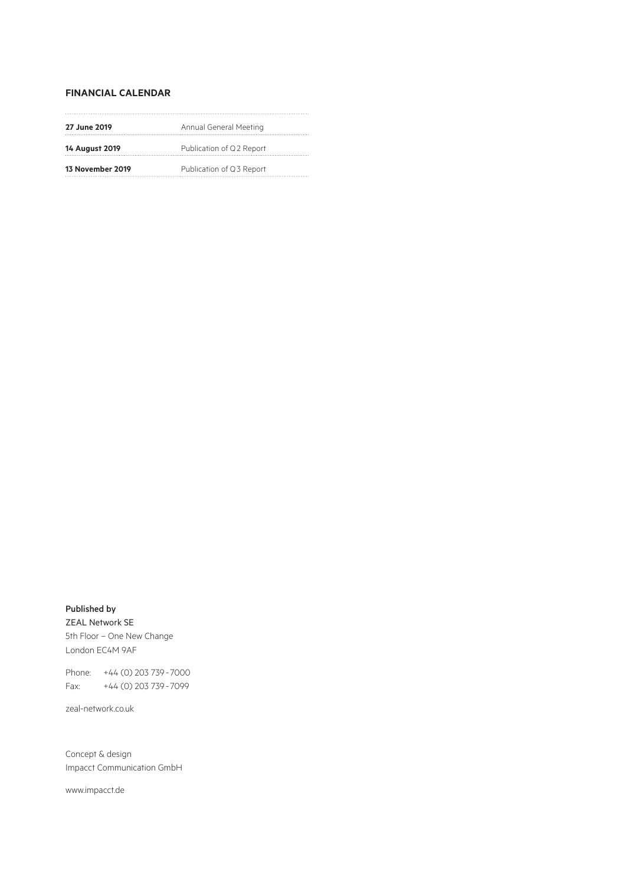## FINANCIAL CALENDAR

| | |
|---|---|
| **27 June 2019** | Annual General Meeting |
| **14 August 2019** | Publication of Q2 Report |
| **13 November 2019** | Publication of Q3 Report |

**Published by**
ZEAL Network SE
5th Floor – One New Change
London EC4M 9AF

Phone: +44 (0) 203 739-7000
Fax: +44 (0) 203 739-7099

zeal-network.co.uk

Concept & design
Impacct Communication GmbH

www.impacct.de